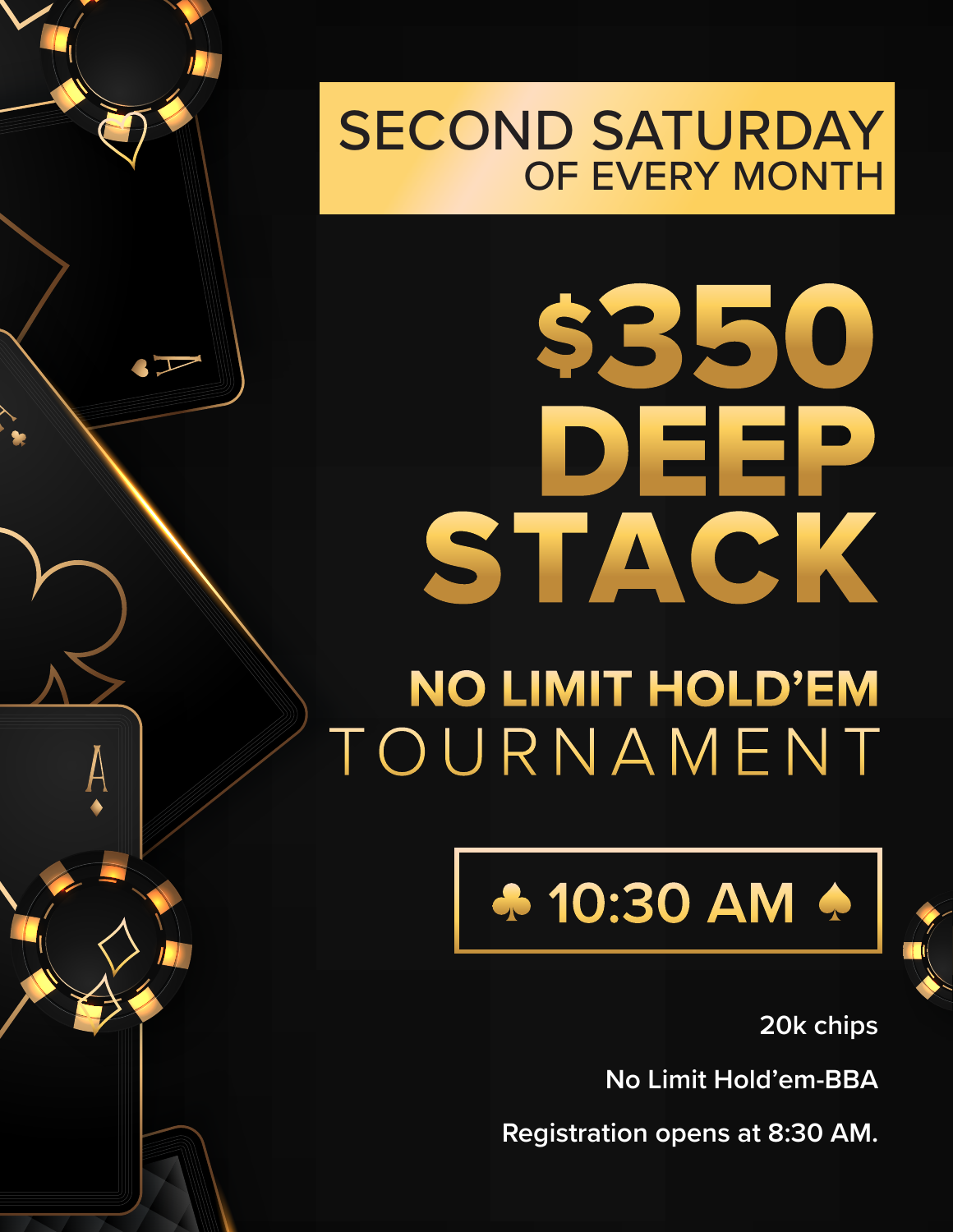**SECOND SATURDAY**
**OF EVERY MONTH**

# $350 DEEP STACK

## NO LIMIT HOLD'EM TOURNAMENT

**♣ 10:30 AM ♠**

20k chips

No Limit Hold'em-BBA

Registration opens at 8:30 AM.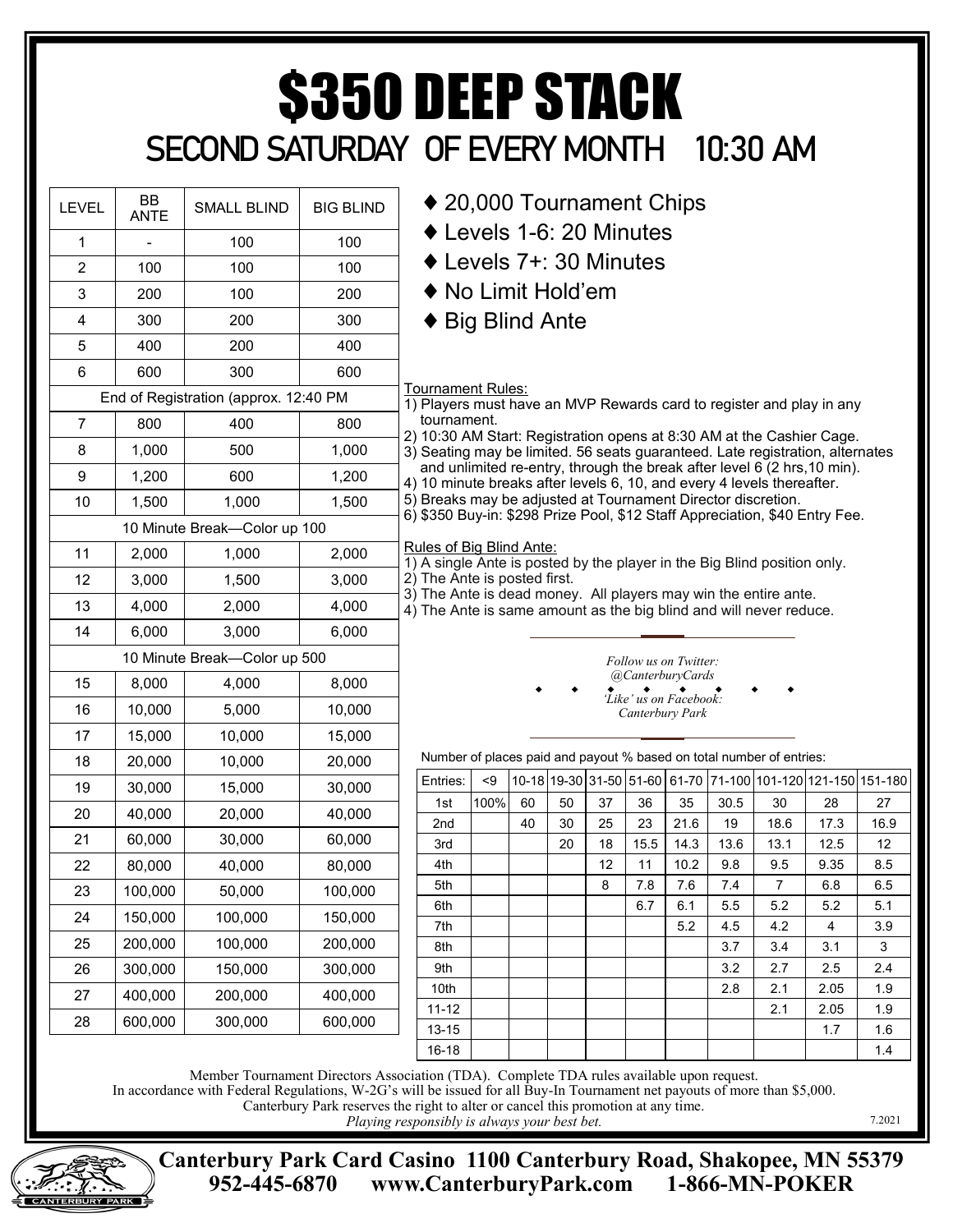# $350 DEEP STACK

## SECOND SATURDAY OF EVERY MONTH 10:30 AM

| LEVEL | BB ANTE | SMALL BLIND | BIG BLIND |
|---|---|---|---|
| 1 | - | 100 | 100 |
| 2 | 100 | 100 | 100 |
| 3 | 200 | 100 | 200 |
| 4 | 300 | 200 | 300 |
| 5 | 400 | 200 | 400 |
| 6 | 600 | 300 | 600 |
| End of Registration (approx. 12:40 PM | | | |
| 7 | 800 | 400 | 800 |
| 8 | 1,000 | 500 | 1,000 |
| 9 | 1,200 | 600 | 1,200 |
| 10 | 1,500 | 1,000 | 1,500 |
| 10 Minute Break—Color up 100 | | | |
| 11 | 2,000 | 1,000 | 2,000 |
| 12 | 3,000 | 1,500 | 3,000 |
| 13 | 4,000 | 2,000 | 4,000 |
| 14 | 6,000 | 3,000 | 6,000 |
| 10 Minute Break—Color up 500 | | | |
| 15 | 8,000 | 4,000 | 8,000 |
| 16 | 10,000 | 5,000 | 10,000 |
| 17 | 15,000 | 10,000 | 15,000 |
| 18 | 20,000 | 10,000 | 20,000 |
| 19 | 30,000 | 15,000 | 30,000 |
| 20 | 40,000 | 20,000 | 40,000 |
| 21 | 60,000 | 30,000 | 60,000 |
| 22 | 80,000 | 40,000 | 80,000 |
| 23 | 100,000 | 50,000 | 100,000 |
| 24 | 150,000 | 100,000 | 150,000 |
| 25 | 200,000 | 100,000 | 200,000 |
| 26 | 300,000 | 150,000 | 300,000 |
| 27 | 400,000 | 200,000 | 400,000 |
| 28 | 600,000 | 300,000 | 600,000 |

- ♦ 20,000 Tournament Chips
- ♦ Levels 1-6: 20 Minutes
- ♦ Levels 7+: 30 Minutes
- ♦ No Limit Hold'em
- ♦ Big Blind Ante

Tournament Rules:

1) Players must have an MVP Rewards card to register and play in any tournament.
2) 10:30 AM Start: Registration opens at 8:30 AM at the Cashier Cage.
3) Seating may be limited. 56 seats guaranteed. Late registration, alternates and unlimited re-entry, through the break after level 6 (2 hrs,10 min).
4) 10 minute breaks after levels 6, 10, and every 4 levels thereafter.
5) Breaks may be adjusted at Tournament Director discretion.
6) $350 Buy-in: $298 Prize Pool, $12 Staff Appreciation, $40 Entry Fee.

Rules of Big Blind Ante:

1) A single Ante is posted by the player in the Big Blind position only.
2) The Ante is posted first.
3) The Ante is dead money. All players may win the entire ante.
4) The Ante is same amount as the big blind and will never reduce.

*Follow us on Twitter: @CanterburyCards*

*'Like' us on Facebook: Canterbury Park*

Number of places paid and payout % based on total number of entries:

| Entries: | <9 | 10-18 | 19-30 | 31-50 | 51-60 | 61-70 | 71-100 | 101-120 | 121-150 | 151-180 |
|---|---|---|---|---|---|---|---|---|---|---|
| 1st | 100% | 60 | 50 | 37 | 36 | 35 | 30.5 | 30 | 28 | 27 |
| 2nd | | 40 | 30 | 25 | 23 | 21.6 | 19 | 18.6 | 17.3 | 16.9 |
| 3rd | | | 20 | 18 | 15.5 | 14.3 | 13.6 | 13.1 | 12.5 | 12 |
| 4th | | | | 12 | 11 | 10.2 | 9.8 | 9.5 | 9.35 | 8.5 |
| 5th | | | | 8 | 7.8 | 7.6 | 7.4 | 7 | 6.8 | 6.5 |
| 6th | | | | | 6.7 | 6.1 | 5.5 | 5.2 | 5.2 | 5.1 |
| 7th | | | | | | 5.2 | 4.5 | 4.2 | 4 | 3.9 |
| 8th | | | | | | | 3.7 | 3.4 | 3.1 | 3 |
| 9th | | | | | | | 3.2 | 2.7 | 2.5 | 2.4 |
| 10th | | | | | | | 2.8 | 2.1 | 2.05 | 1.9 |
| 11-12 | | | | | | | | 2.1 | 2.05 | 1.9 |
| 13-15 | | | | | | | | | 1.7 | 1.6 |
| 16-18 | | | | | | | | | | 1.4 |

Member Tournament Directors Association (TDA). Complete TDA rules available upon request.
In accordance with Federal Regulations, W-2G's will be issued for all Buy-In Tournament net payouts of more than $5,000.
Canterbury Park reserves the right to alter or cancel this promotion at any time.
*Playing responsibly is always your best bet.*

7.2021

**Canterbury Park Card Casino 1100 Canterbury Road, Shakopee, MN 55379**
**952-445-6870 www.CanterburyPark.com 1-866-MN-POKER**